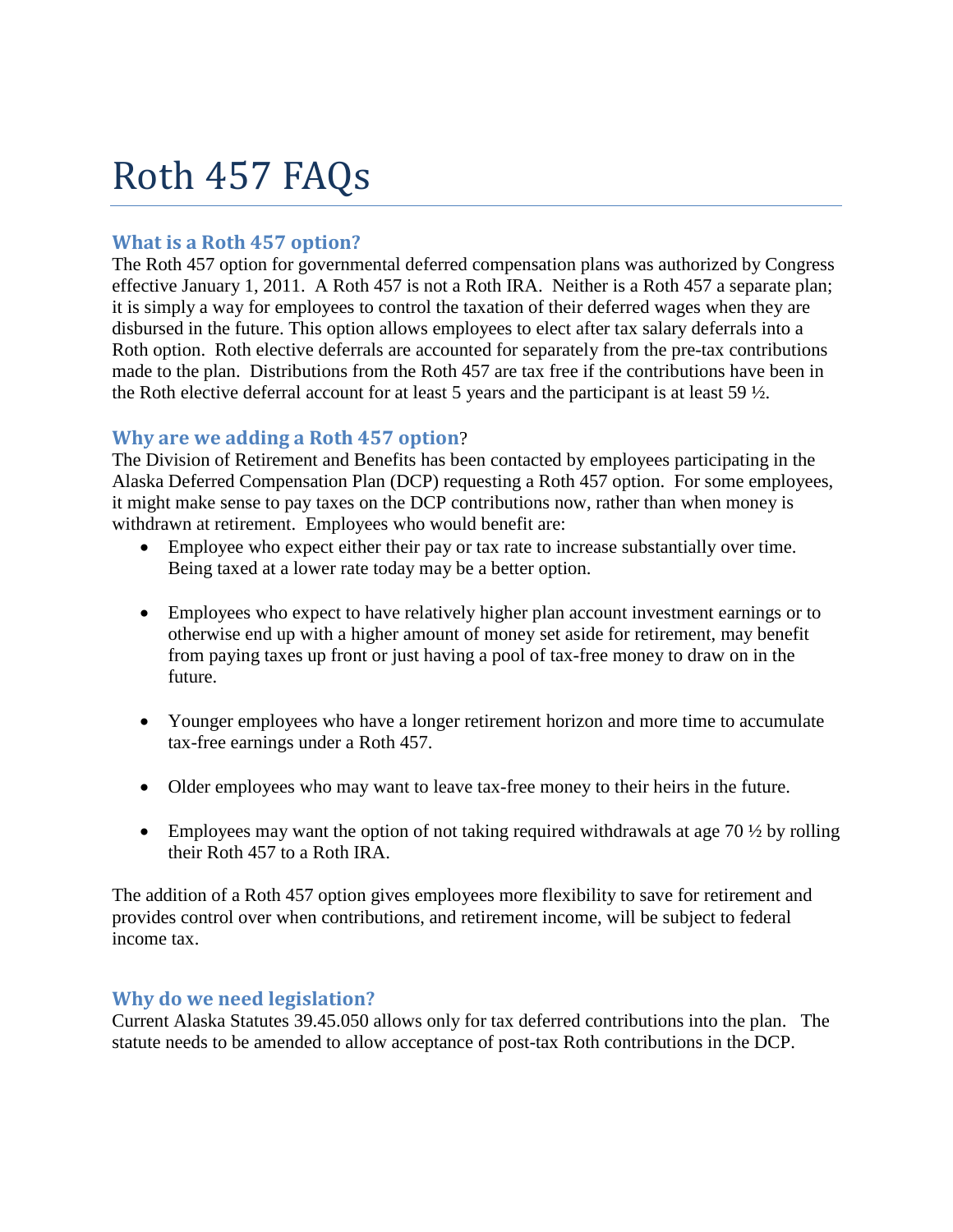# Roth 457 FAQs

## What is a Roth 457 option?

The Roth 457 option for governmental deferred compensation plans was authorized by Congress effective January 1, 2011. A Roth 457 is not a Roth IRA. Neither is a Roth 457 a separate plan; it is simply a way for employees to control the taxation of their deferred wages when they are disbursed in the future. This option allows employees to elect after tax salary deferrals into a Roth option. Roth elective deferrals are accounted for separately from the pre-tax contributions made to the plan. Distributions from the Roth 457 are tax free if the contributions have been in the Roth elective deferral account for at least 5 years and the participant is at least 59 ½.

## Why are we adding a Roth 457 option?

The Division of Retirement and Benefits has been contacted by employees participating in the Alaska Deferred Compensation Plan (DCP) requesting a Roth 457 option. For some employees, it might make sense to pay taxes on the DCP contributions now, rather than when money is withdrawn at retirement. Employees who would benefit are:

- Employee who expect either their pay or tax rate to increase substantially over time. Being taxed at a lower rate today may be a better option.
- Employees who expect to have relatively higher plan account investment earnings or to otherwise end up with a higher amount of money set aside for retirement, may benefit from paying taxes up front or just having a pool of tax-free money to draw on in the future.
- Younger employees who have a longer retirement horizon and more time to accumulate tax-free earnings under a Roth 457.
- Older employees who may want to leave tax-free money to their heirs in the future.
- Employees may want the option of not taking required withdrawals at age 70 ½ by rolling their Roth 457 to a Roth IRA.

The addition of a Roth 457 option gives employees more flexibility to save for retirement and provides control over when contributions, and retirement income, will be subject to federal income tax.

## Why do we need legislation?

Current Alaska Statutes 39.45.050 allows only for tax deferred contributions into the plan. The statute needs to be amended to allow acceptance of post-tax Roth contributions in the DCP.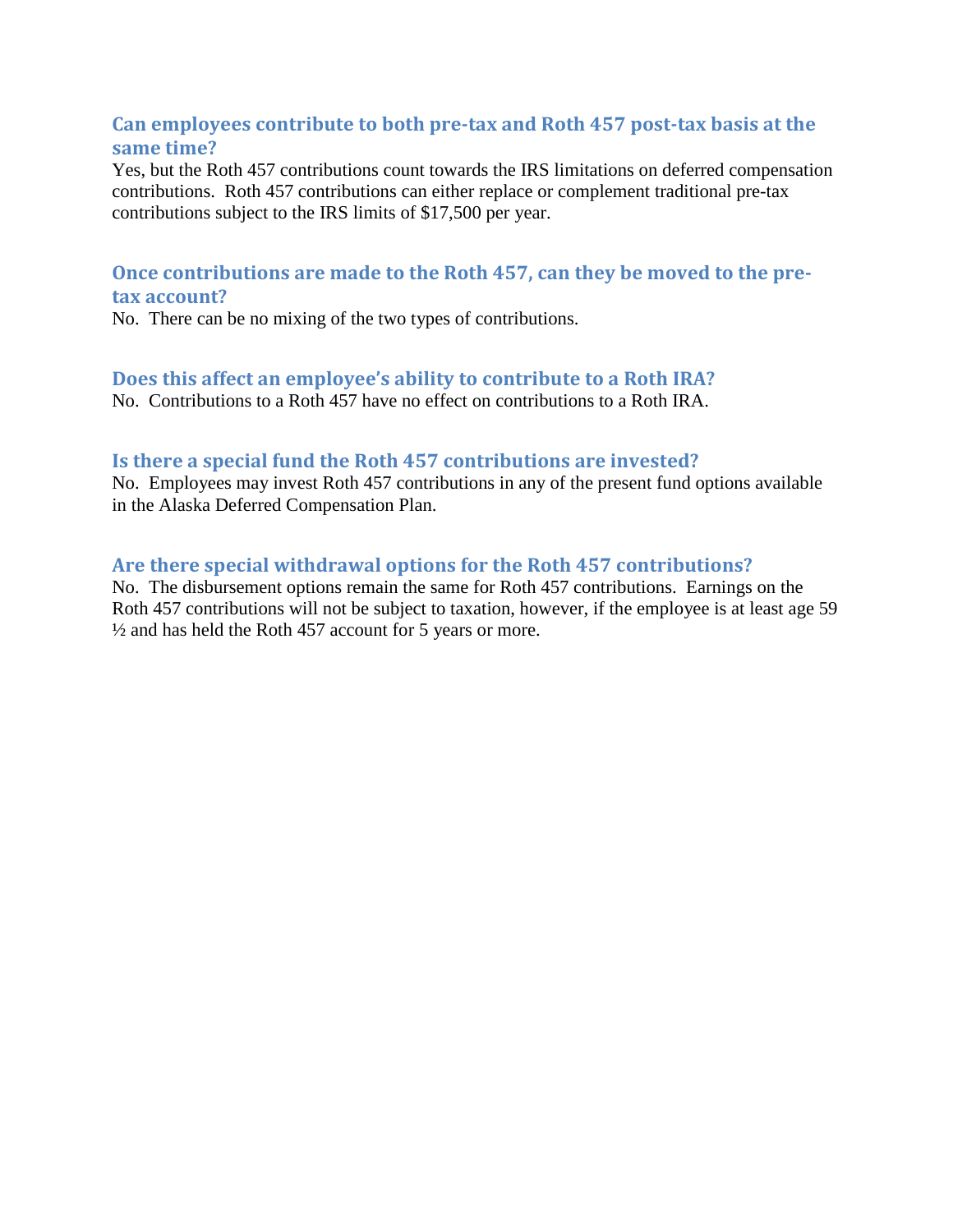### Can employees contribute to both pre-tax and Roth 457 post-tax basis at the same time?

Yes, but the Roth 457 contributions count towards the IRS limitations on deferred compensation contributions. Roth 457 contributions can either replace or complement traditional pre-tax contributions subject to the IRS limits of $17,500 per year.

### Once contributions are made to the Roth 457, can they be moved to the pre-tax account?

No. There can be no mixing of the two types of contributions.

### Does this affect an employee's ability to contribute to a Roth IRA?

No. Contributions to a Roth 457 have no effect on contributions to a Roth IRA.

### Is there a special fund the Roth 457 contributions are invested?

No. Employees may invest Roth 457 contributions in any of the present fund options available in the Alaska Deferred Compensation Plan.

### Are there special withdrawal options for the Roth 457 contributions?

No. The disbursement options remain the same for Roth 457 contributions. Earnings on the Roth 457 contributions will not be subject to taxation, however, if the employee is at least age 59 ½ and has held the Roth 457 account for 5 years or more.